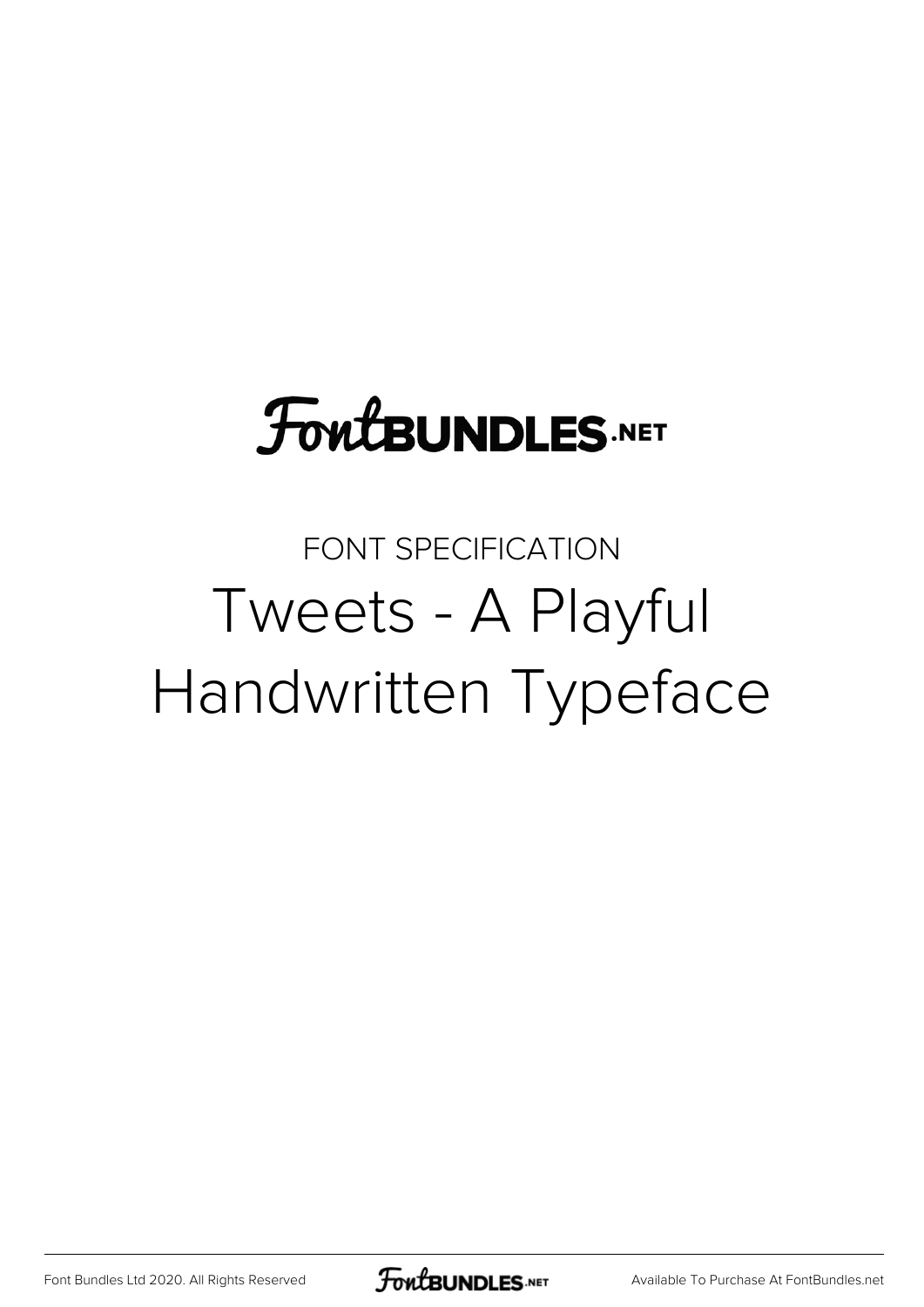FontBundles.net

FONT SPECIFICATION

# Tweets - A Playful Handwritten Typeface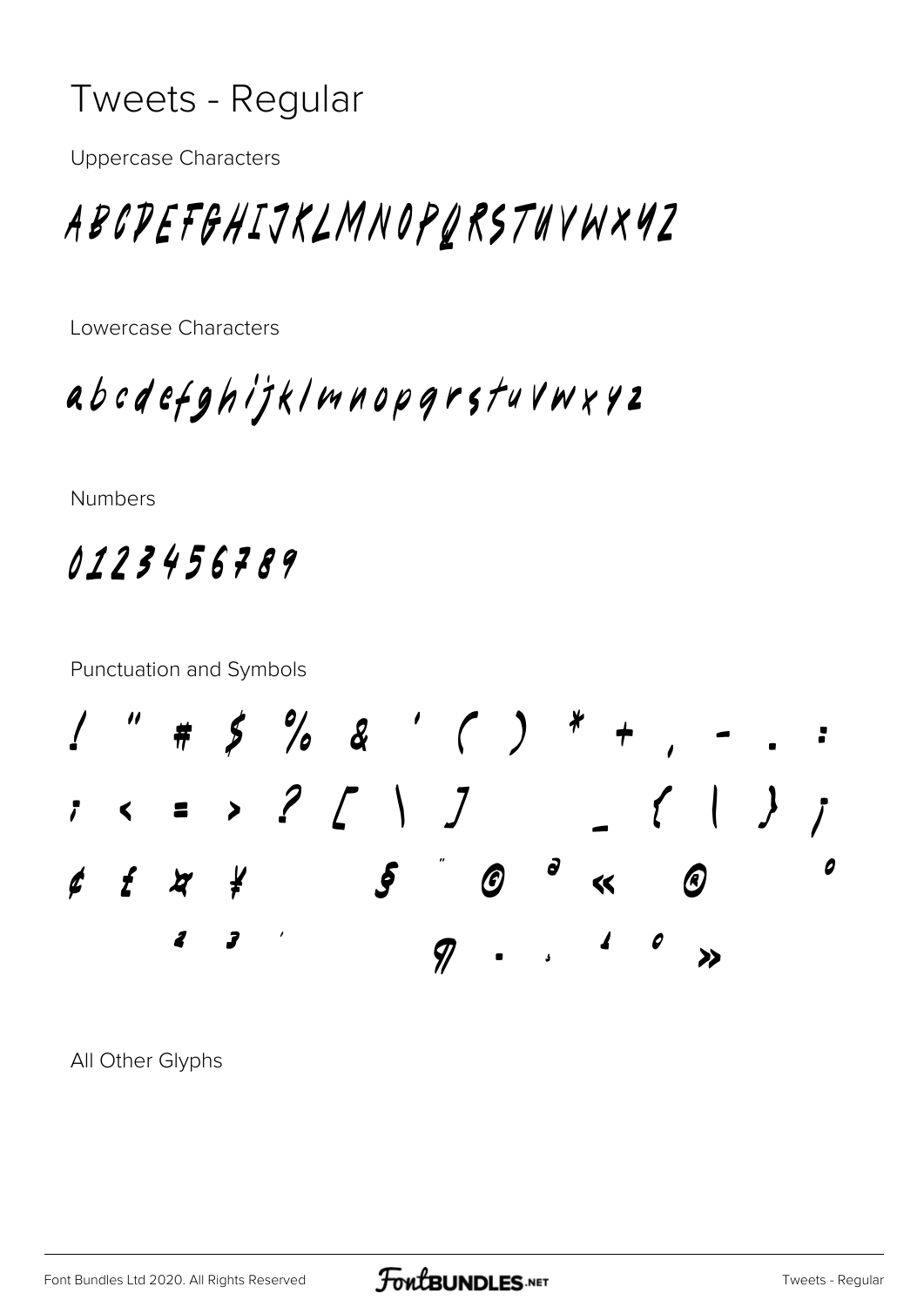# Tweets - Regular

Uppercase Characters

ABCDEFGHIJKLMNOPQRSTUVWXYZ

Lowercase Characters

abcdefghijklmnopqrstuvwxyz

Numbers

0123456789

Punctuation and Symbols

! " # $ % & ' ( ) * + , - . :

; < = > ? [ \ ] _ { | } ¡

¢ £ ¤ ¥ § ¨ © ª « ® °

² ³ ´ ¶ · ¸ ¹ º »

All Other Glyphs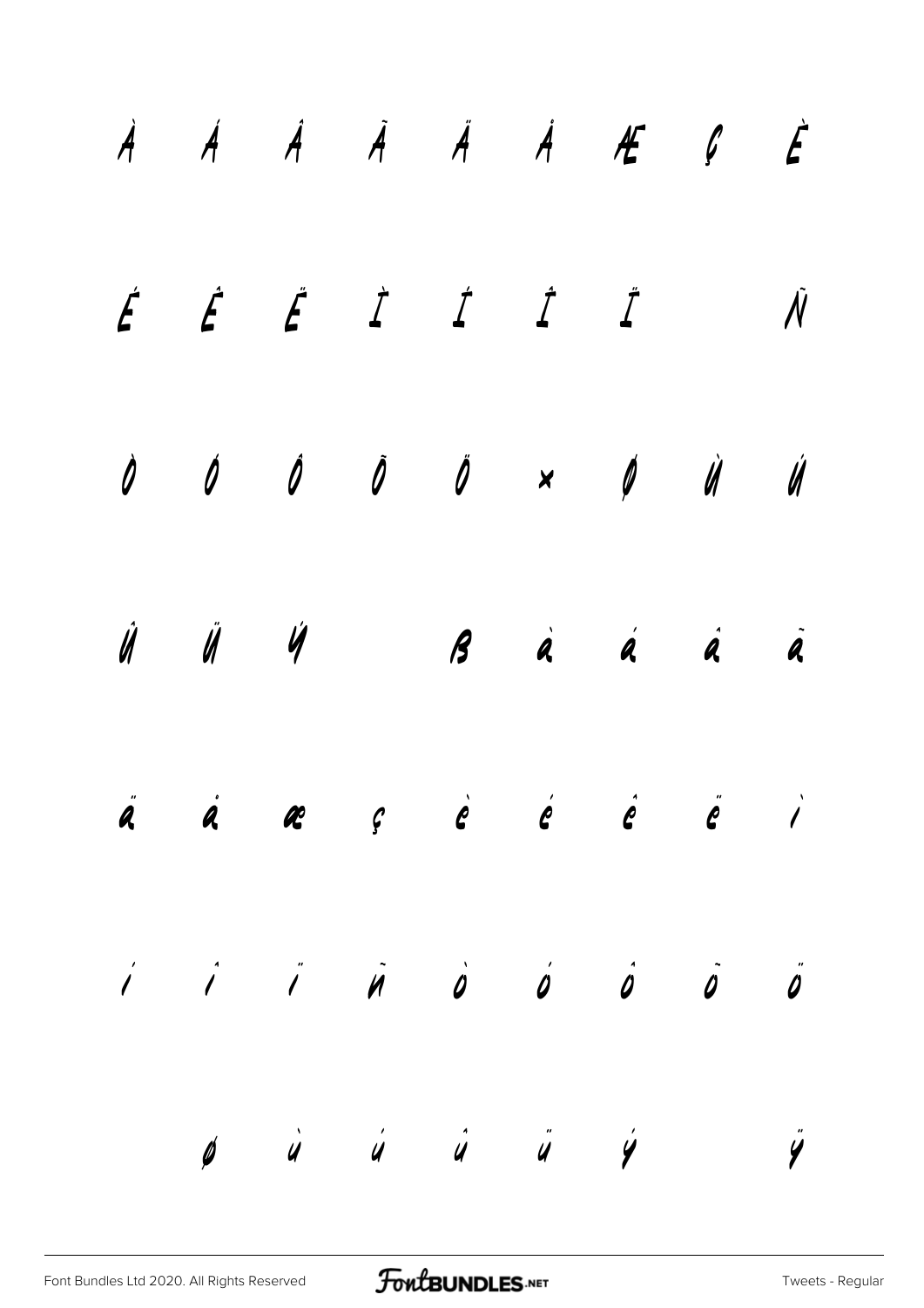À Á Â Ã Ä Å Æ Ç È

É Ê Ë Ì Í Î Ï Ñ

Ò Ó Ô Õ Ö × Ø Ù Ú

Û Ü Ý ß à á â ã

ä å æ ç è é ê ë ì

í î ï ñ ò ó ô õ ö

ø ù ú û ü ý ÿ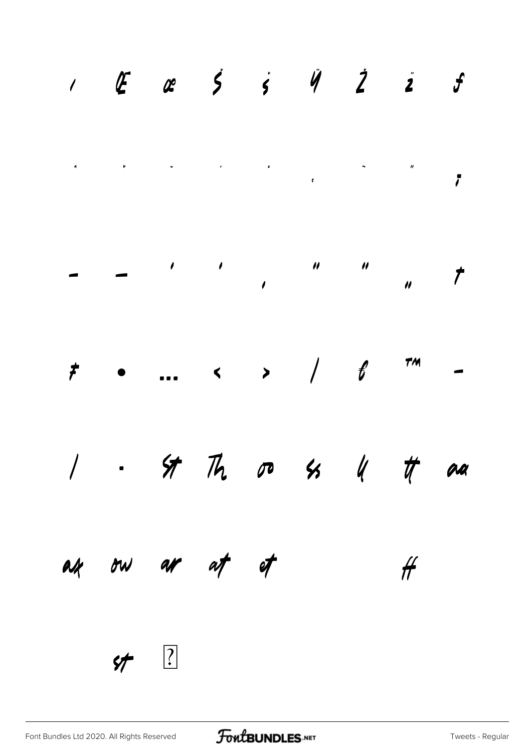ı Œ œ Š š Ÿ Ž ž ƒ

ˆ ˇ ˘ ˊ ˚ ˛ ˜ ˝ ;

– — ' ' ‚ " " „ †

‡ • … ‹ › ⁄ € ™ −

∕ · St Th oo ss ll tt aa

ax ow ar at et ff

st ?